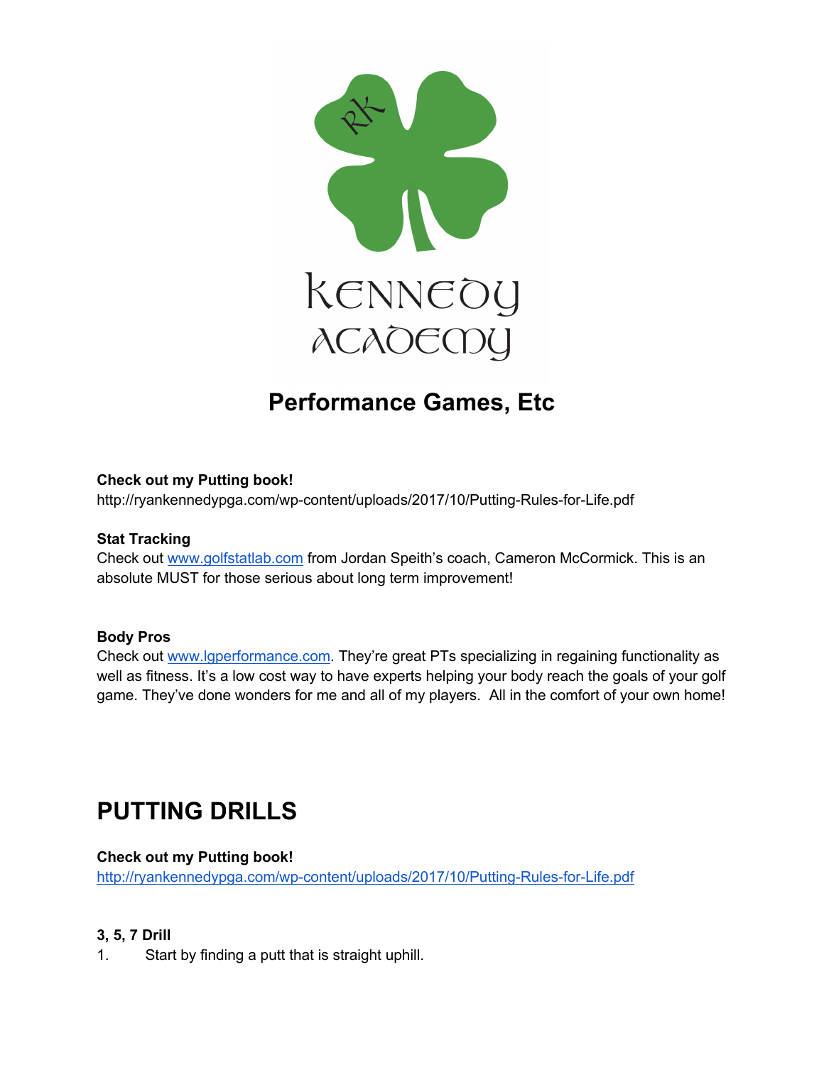Kennedy Academy

# Performance Games, Etc

**Check out my Putting book!**
http://ryankennedypga.com/wp-content/uploads/2017/10/Putting-Rules-for-Life.pdf

**Stat Tracking**
Check out www.golfstatlab.com from Jordan Speith's coach, Cameron McCormick. This is an absolute MUST for those serious about long term improvement!

**Body Pros**
Check out www.lgperformance.com. They're great PTs specializing in regaining functionality as well as fitness. It's a low cost way to have experts helping your body reach the goals of your golf game. They've done wonders for me and all of my players. All in the comfort of your own home!

## PUTTING DRILLS

**Check out my Putting book!**
http://ryankennedypga.com/wp-content/uploads/2017/10/Putting-Rules-for-Life.pdf

**3, 5, 7 Drill**

1. Start by finding a putt that is straight uphill.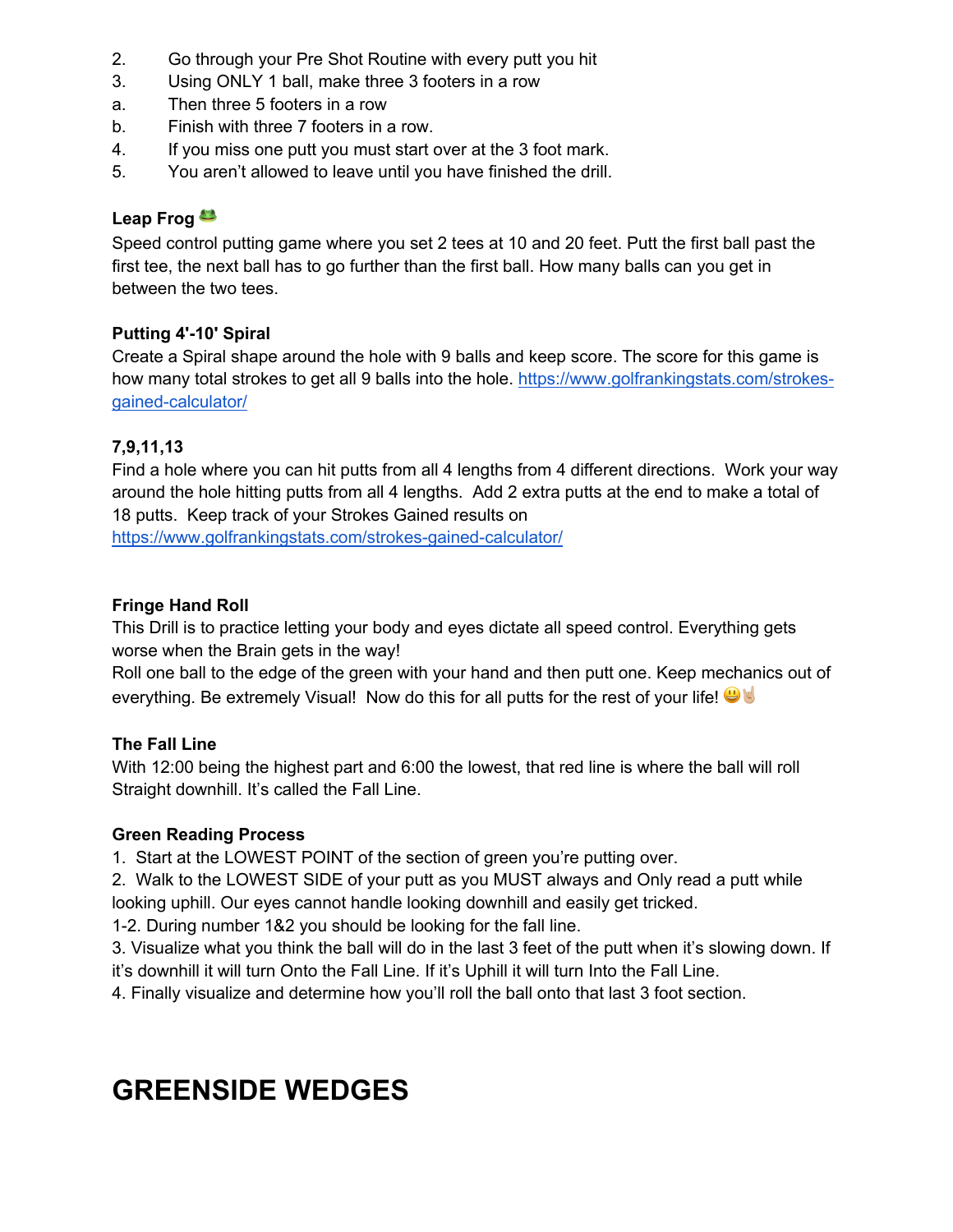2. Go through your Pre Shot Routine with every putt you hit
3. Using ONLY 1 ball, make three 3 footers in a row
   a. Then three 5 footers in a row
   b. Finish with three 7 footers in a row.
4. If you miss one putt you must start over at the 3 foot mark.
5. You aren't allowed to leave until you have finished the drill.

**Leap Frog** 🐸

Speed control putting game where you set 2 tees at 10 and 20 feet. Putt the first ball past the first tee, the next ball has to go further than the first ball. How many balls can you get in between the two tees.

**Putting 4'-10' Spiral**

Create a Spiral shape around the hole with 9 balls and keep score. The score for this game is how many total strokes to get all 9 balls into the hole. [https://www.golfrankingstats.com/strokes-gained-calculator/](https://www.golfrankingstats.com/strokes-gained-calculator/)

**7,9,11,13**

Find a hole where you can hit putts from all 4 lengths from 4 different directions. Work your way around the hole hitting putts from all 4 lengths. Add 2 extra putts at the end to make a total of 18 putts. Keep track of your Strokes Gained results on [https://www.golfrankingstats.com/strokes-gained-calculator/](https://www.golfrankingstats.com/strokes-gained-calculator/)

**Fringe Hand Roll**

This Drill is to practice letting your body and eyes dictate all speed control. Everything gets worse when the Brain gets in the way!

Roll one ball to the edge of the green with your hand and then putt one. Keep mechanics out of everything. Be extremely Visual! Now do this for all putts for the rest of your life! 😃🤘

**The Fall Line**

With 12:00 being the highest part and 6:00 the lowest, that red line is where the ball will roll Straight downhill. It's called the Fall Line.

**Green Reading Process**

1. Start at the LOWEST POINT of the section of green you're putting over.
2. Walk to the LOWEST SIDE of your putt as you MUST always and Only read a putt while looking uphill. Our eyes cannot handle looking downhill and easily get tricked.

1-2. During number 1&2 you should be looking for the fall line.

3. Visualize what you think the ball will do in the last 3 feet of the putt when it's slowing down. If it's downhill it will turn Onto the Fall Line. If it's Uphill it will turn Into the Fall Line.
4. Finally visualize and determine how you'll roll the ball onto that last 3 foot section.

# GREENSIDE WEDGES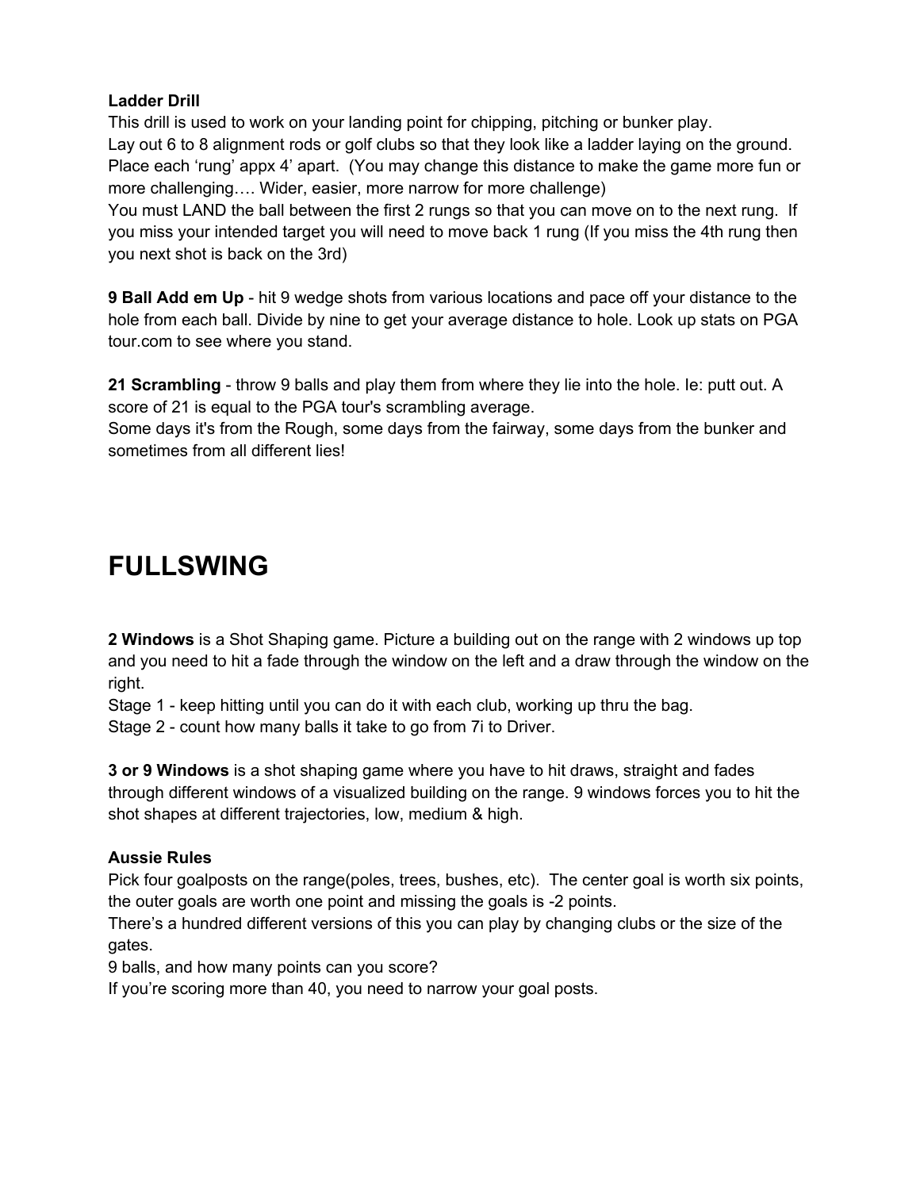**Ladder Drill**
This drill is used to work on your landing point for chipping, pitching or bunker play.
Lay out 6 to 8 alignment rods or golf clubs so that they look like a ladder laying on the ground. Place each 'rung' appx 4' apart. (You may change this distance to make the game more fun or more challenging…. Wider, easier, more narrow for more challenge)
You must LAND the ball between the first 2 rungs so that you can move on to the next rung. If you miss your intended target you will need to move back 1 rung (If you miss the 4th rung then you next shot is back on the 3rd)

**9 Ball Add em Up** - hit 9 wedge shots from various locations and pace off your distance to the hole from each ball. Divide by nine to get your average distance to hole. Look up stats on PGA tour.com to see where you stand.

**21 Scrambling** - throw 9 balls and play them from where they lie into the hole. Ie: putt out. A score of 21 is equal to the PGA tour's scrambling average.
Some days it's from the Rough, some days from the fairway, some days from the bunker and sometimes from all different lies!

# FULLSWING

**2 Windows** is a Shot Shaping game. Picture a building out on the range with 2 windows up top and you need to hit a fade through the window on the left and a draw through the window on the right.
Stage 1 - keep hitting until you can do it with each club, working up thru the bag.
Stage 2 - count how many balls it take to go from 7i to Driver.

**3 or 9 Windows** is a shot shaping game where you have to hit draws, straight and fades through different windows of a visualized building on the range. 9 windows forces you to hit the shot shapes at different trajectories, low, medium & high.

**Aussie Rules**
Pick four goalposts on the range(poles, trees, bushes, etc). The center goal is worth six points, the outer goals are worth one point and missing the goals is -2 points.
There's a hundred different versions of this you can play by changing clubs or the size of the gates.
9 balls, and how many points can you score?
If you're scoring more than 40, you need to narrow your goal posts.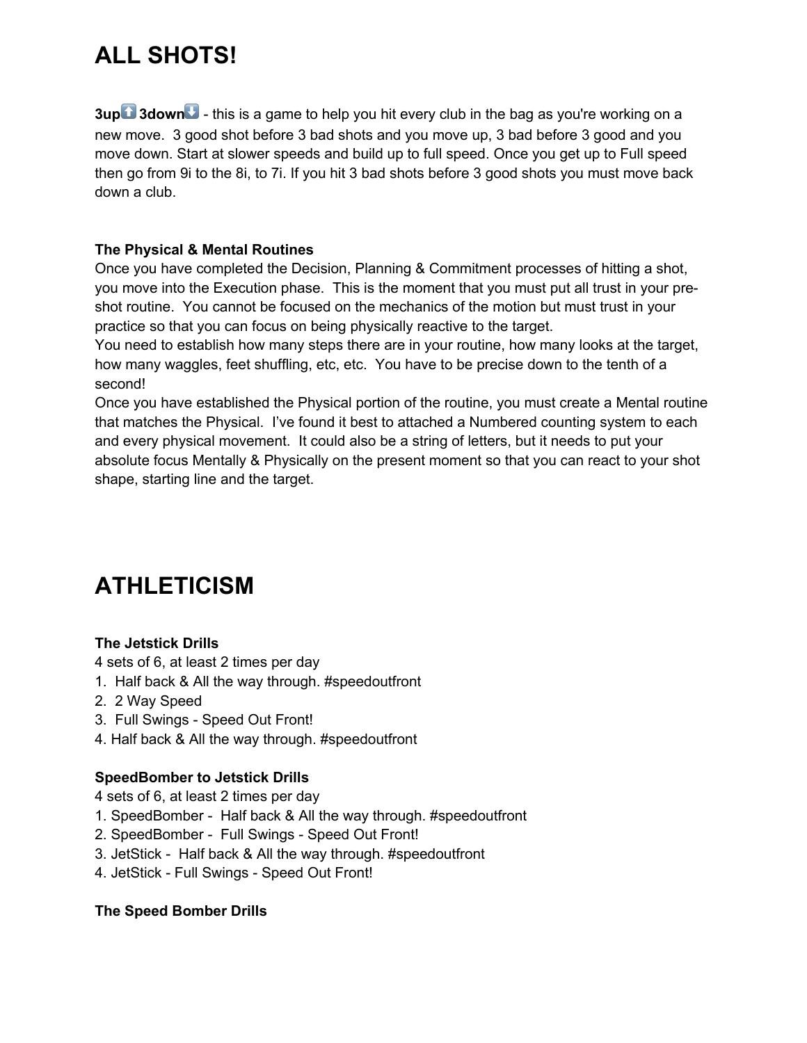# ALL SHOTS!

**3up⬆️ 3down⬇️** - this is a game to help you hit every club in the bag as you're working on a new move. 3 good shot before 3 bad shots and you move up, 3 bad before 3 good and you move down. Start at slower speeds and build up to full speed. Once you get up to Full speed then go from 9i to the 8i, to 7i. If you hit 3 bad shots before 3 good shots you must move back down a club.

**The Physical & Mental Routines**
Once you have completed the Decision, Planning & Commitment processes of hitting a shot, you move into the Execution phase. This is the moment that you must put all trust in your pre-shot routine. You cannot be focused on the mechanics of the motion but must trust in your practice so that you can focus on being physically reactive to the target.
You need to establish how many steps there are in your routine, how many looks at the target, how many waggles, feet shuffling, etc, etc. You have to be precise down to the tenth of a second!
Once you have established the Physical portion of the routine, you must create a Mental routine that matches the Physical. I've found it best to attached a Numbered counting system to each and every physical movement. It could also be a string of letters, but it needs to put your absolute focus Mentally & Physically on the present moment so that you can react to your shot shape, starting line and the target.

# ATHLETICISM

**The Jetstick Drills**
4 sets of 6, at least 2 times per day
1. Half back & All the way through. #speedoutfront
2. 2 Way Speed
3. Full Swings - Speed Out Front!
4. Half back & All the way through. #speedoutfront

**SpeedBomber to Jetstick Drills**
4 sets of 6, at least 2 times per day
1. SpeedBomber - Half back & All the way through. #speedoutfront
2. SpeedBomber - Full Swings - Speed Out Front!
3. JetStick - Half back & All the way through. #speedoutfront
4. JetStick - Full Swings - Speed Out Front!

**The Speed Bomber Drills**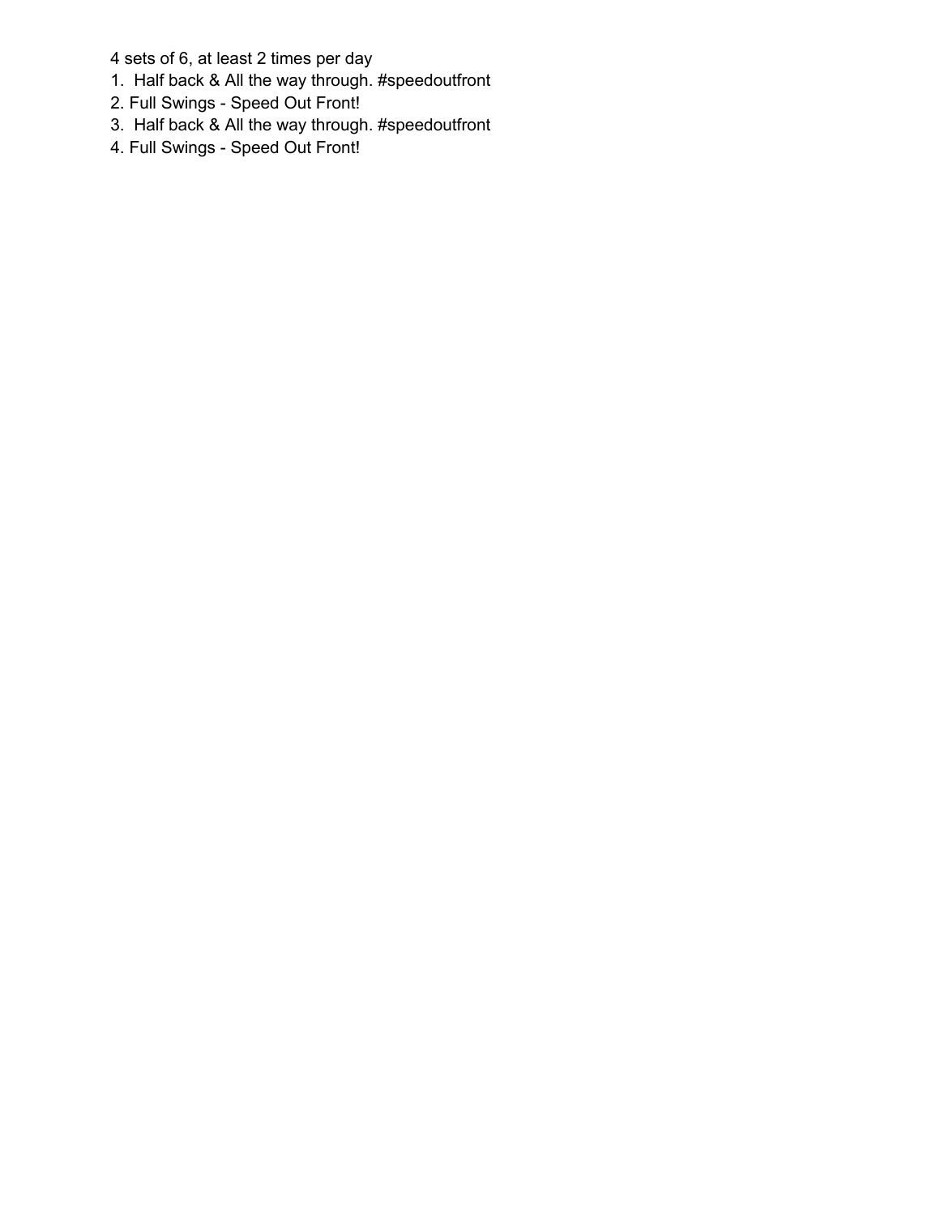4 sets of 6, at least 2 times per day

1. Half back & All the way through. #speedoutfront
2. Full Swings - Speed Out Front!
3. Half back & All the way through. #speedoutfront
4. Full Swings - Speed Out Front!